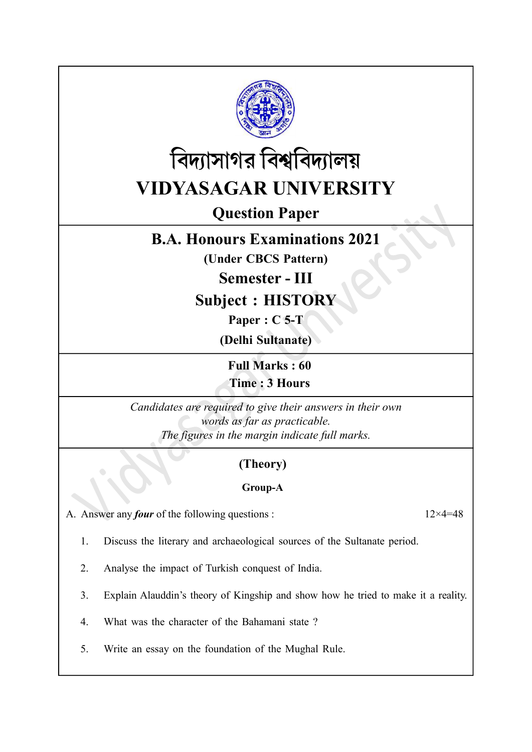# বিদ্যাসাগর বিশ্ববিদ্যালয়

# VIDYASAGAR UNIVERSITY

## Question Paper

## B.A. Honours Examinations 2021

**(Under CBCS Pattern)**

## Semester - III

## Subject : HISTORY

**Paper : C 5-T**

**(Delhi Sultanate)**

**Full Marks : 60**

**Time : 3 Hours**

*Candidates are required to give their answers in their own words as far as practicable.*
*The figures in the margin indicate full marks.*

### (Theory)

#### Group-A

A. Answer any ***four*** of the following questions : 12×4=48

1. Discuss the literary and archaeological sources of the Sultanate period.

2. Analyse the impact of Turkish conquest of India.

3. Explain Alauddin's theory of Kingship and show how he tried to make it a reality.

4. What was the character of the Bahamani state ?

5. Write an essay on the foundation of the Mughal Rule.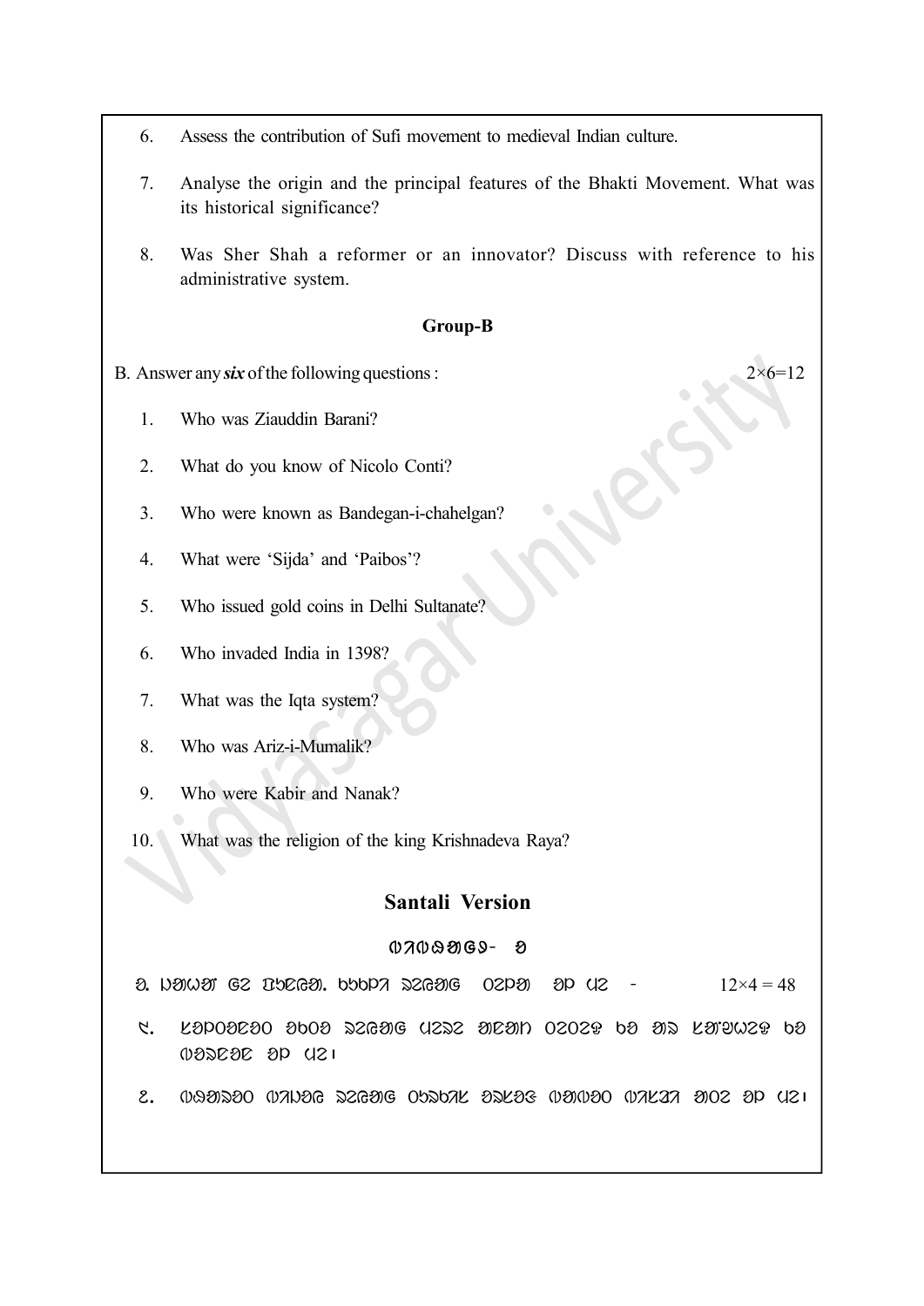6. Assess the contribution of Sufi movement to medieval Indian culture.

7. Analyse the origin and the principal features of the Bhakti Movement. What was its historical significance?

8. Was Sher Shah a reformer or an innovator? Discuss with reference to his administrative system.

**Group-B**

B. Answer any ***six*** of the following questions : 2×6=12

1. Who was Ziauddin Barani?

2. What do you know of Nicolo Conti?

3. Who were known as Bandegan-i-chahelgan?

4. What were 'Sijda' and 'Paibos'?

5. Who issued gold coins in Delhi Sultanate?

6. Who invaded India in 1398?

7. What was the Iqta system?

8. Who was Ariz-i-Mumalik?

9. Who were Kabir and Nanak?

10. What was the religion of the king Krishnadeva Raya?

## Santali Version

ᱜᱟᱶᱛᱟ- ᱠ

ᱠ. ᱡᱟᱦᱟᱸ ᱜᱮ ᱯᱩᱱᱤᱭᱟᱜ ᱠᱩᱠᱞᱤ ᱨᱮᱭᱟᱜ ᱛᱮᱞᱟ ᱮᱢ ᱢᱮ - 12×4 = 48

১. ᱥᱩᱞᱛᱟᱱᱟᱛ ᱚᱠᱛᱚ ᱨᱮᱭᱟᱜ ᱢᱮᱱᱟᱜ ᱛᱮᱛᱮᱫ ᱠᱚ ᱟᱨ ᱥᱟᱹᱜᱩᱱᱮᱫ ᱠᱚ ᱵᱤᱰᱟᱹᱣ ᱮᱢ ᱢᱮ।

২. ᱵᱤᱡᱟᱭᱱᱟᱜᱟᱨ ᱨᱟᱡᱽ ᱨᱮᱭᱟᱜ ᱥᱟᱥᱚᱱ ᱵᱮᱵᱚᱥᱛᱷᱟ ᱵᱟᱵᱚᱫ ᱨᱚᱲ ᱮᱢ ᱢᱮ।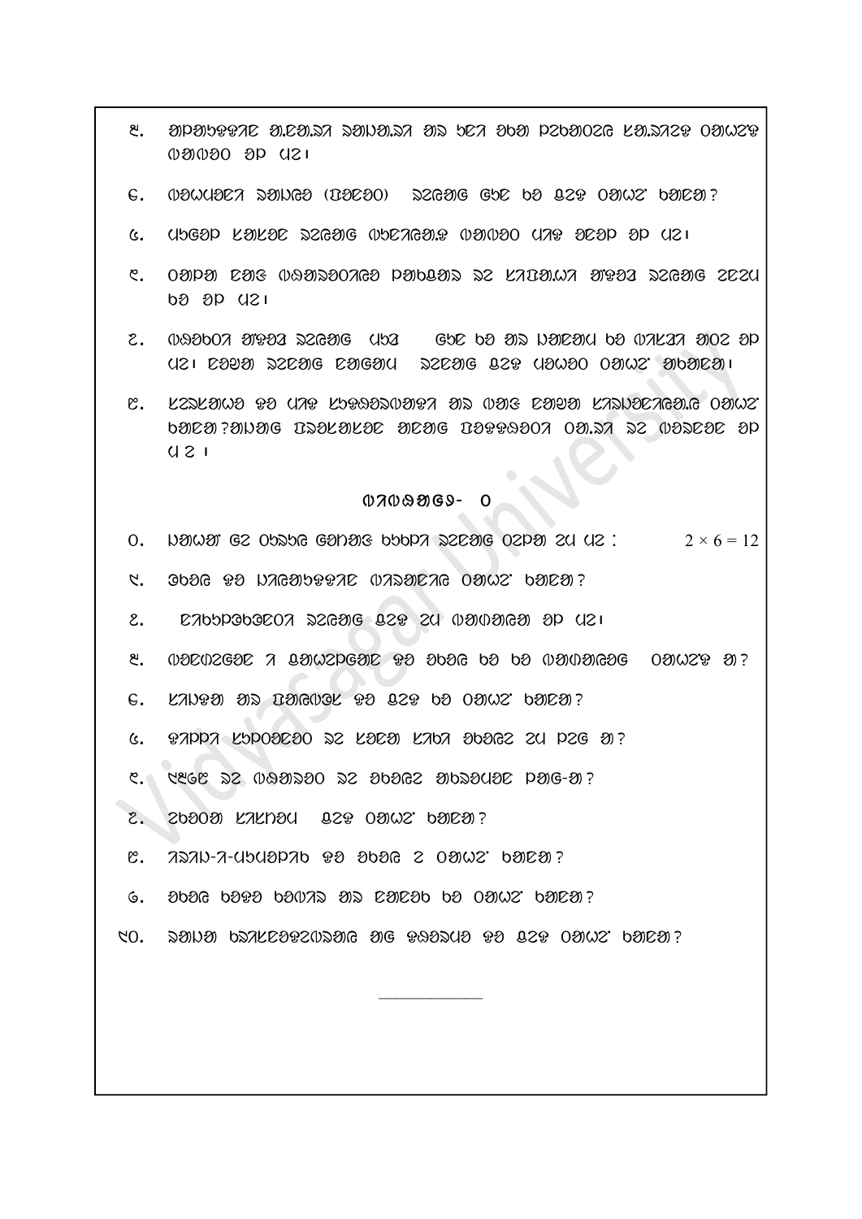2 × 6 = 12